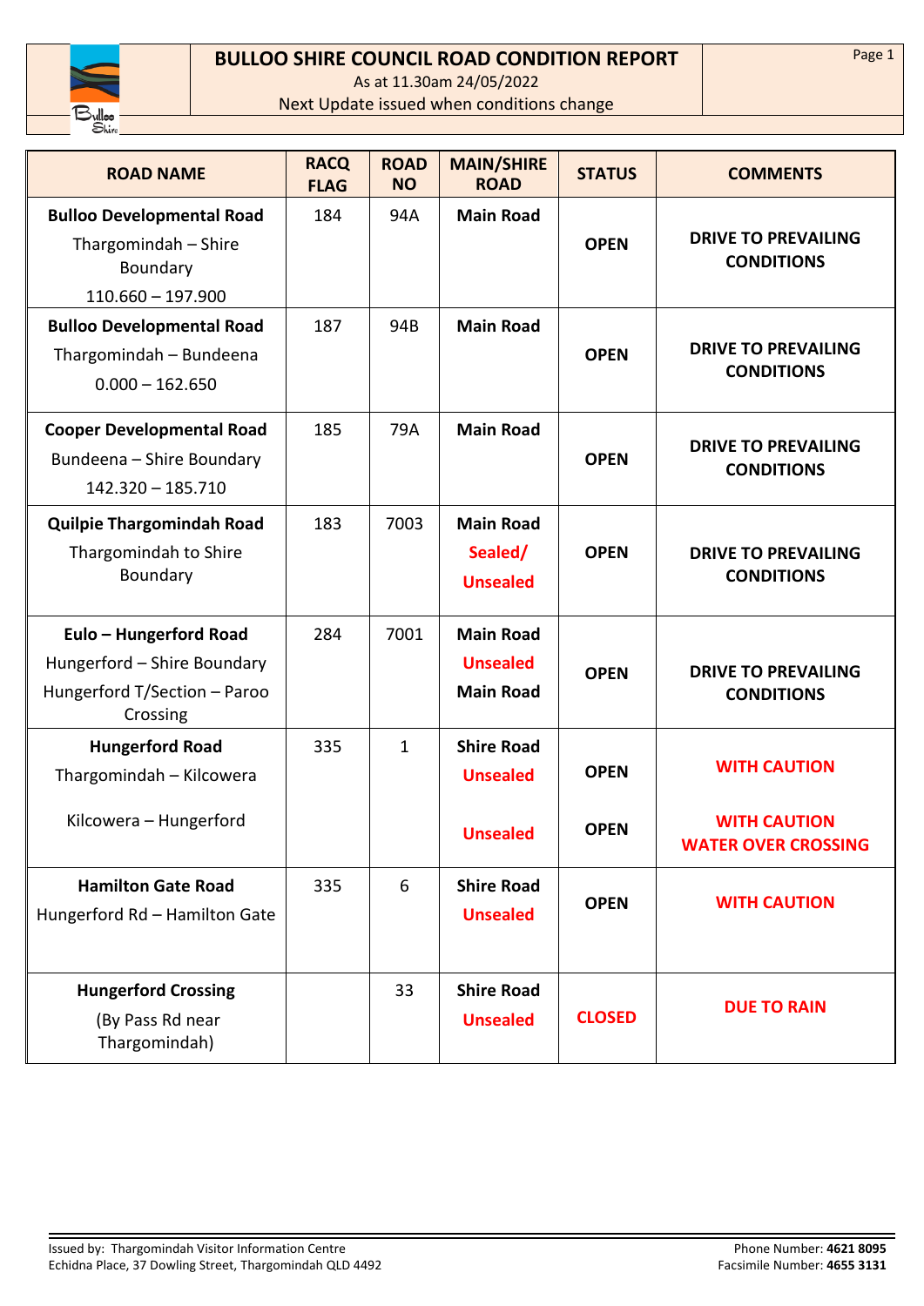# BULLOO SHIRE COUNCIL ROAD CONDITION REPORT

As at 11.30am 24/05/2022

Next Update issued when conditions change

| ROAD NAME | RACQ FLAG | ROAD NO | MAIN/SHIRE ROAD | STATUS | COMMENTS |
|---|---|---|---|---|---|
| **Bulloo Developmental Road**<br>Thargomindah – Shire Boundary<br>110.660 – 197.900 | 184 | 94A | **Main Road** | **OPEN** | **DRIVE TO PREVAILING CONDITIONS** |
| **Bulloo Developmental Road**<br>Thargomindah – Bundeena<br>0.000 – 162.650 | 187 | 94B | **Main Road** | **OPEN** | **DRIVE TO PREVAILING CONDITIONS** |
| **Cooper Developmental Road**<br>Bundeena – Shire Boundary<br>142.320 – 185.710 | 185 | 79A | **Main Road** | **OPEN** | **DRIVE TO PREVAILING CONDITIONS** |
| **Quilpie Thargomindah Road**<br>Thargomindah to Shire Boundary | 183 | 7003 | **Main Road**<br>**Sealed/ Unsealed** | **OPEN** | **DRIVE TO PREVAILING CONDITIONS** |
| **Eulo – Hungerford Road**<br>Hungerford – Shire Boundary<br>Hungerford T/Section – Paroo Crossing | 284 | 7001 | **Main Road**<br>**Unsealed**<br>**Main Road** | **OPEN** | **DRIVE TO PREVAILING CONDITIONS** |
| **Hungerford Road**<br>Thargomindah – Kilcowera<br>Kilcowera – Hungerford | 335 | 1 | **Shire Road**<br>**Unsealed**<br>**Unsealed** | **OPEN**<br>**OPEN** | **WITH CAUTION**<br>**WITH CAUTION WATER OVER CROSSING** |
| **Hamilton Gate Road**<br>Hungerford Rd – Hamilton Gate | 335 | 6 | **Shire Road**<br>**Unsealed** | **OPEN** | **WITH CAUTION** |
| **Hungerford Crossing**<br>(By Pass Rd near Thargomindah) | | 33 | **Shire Road**<br>**Unsealed** | **CLOSED** | **DUE TO RAIN** |

Issued by: Thargomindah Visitor Information Centre
Echidna Place, 37 Dowling Street, Thargomindah QLD 4492

Phone Number: **4621 8095**
Facsimile Number: **4655 3131**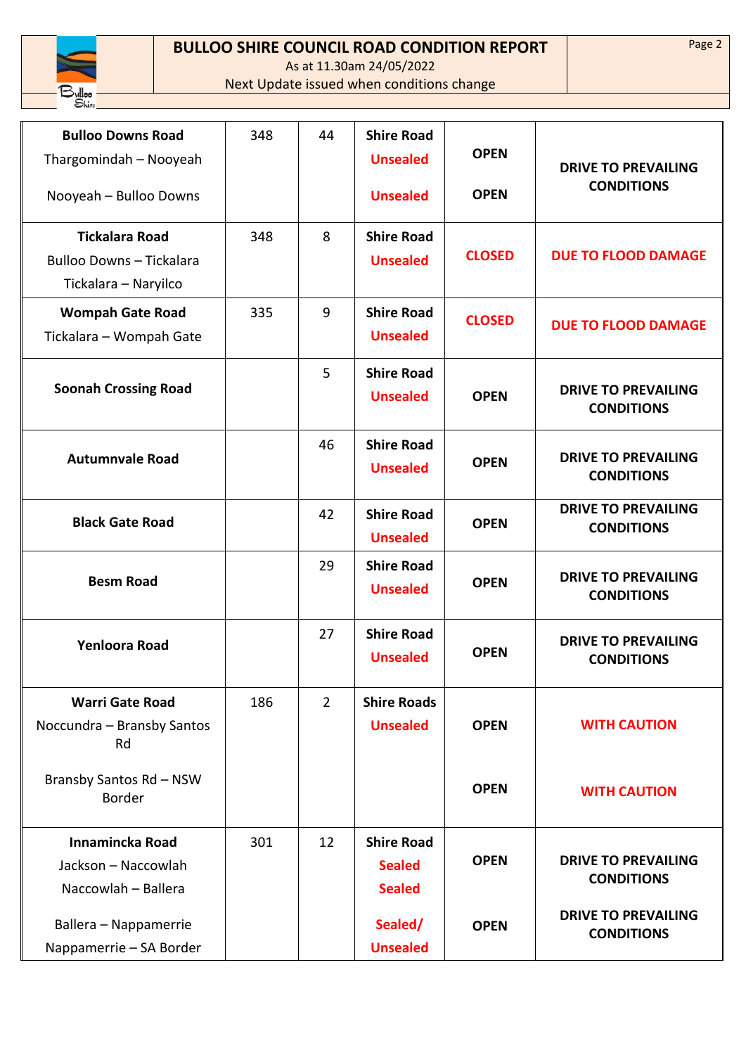| Bulloo Downs Road<br>Thargomindah – Nooyeah<br>Nooyeah – Bulloo Downs | 348 | 44 | Shire Road<br>Unsealed<br>Unsealed | OPEN<br>OPEN | DRIVE TO PREVAILING CONDITIONS |
|---|---|---|---|---|---|
| **Tickalara Road**<br>Bulloo Downs – Tickalara<br>Tickalara – Naryilco | 348 | 8 | Shire Road<br>Unsealed | CLOSED | DUE TO FLOOD DAMAGE |
| **Wompah Gate Road**<br>Tickalara – Wompah Gate | 335 | 9 | Shire Road<br>Unsealed | CLOSED | DUE TO FLOOD DAMAGE |
| **Soonah Crossing Road** | | 5 | Shire Road<br>Unsealed | OPEN | DRIVE TO PREVAILING CONDITIONS |
| **Autumnvale Road** | | 46 | Shire Road<br>Unsealed | OPEN | DRIVE TO PREVAILING CONDITIONS |
| **Black Gate Road** | | 42 | Shire Road<br>Unsealed | OPEN | DRIVE TO PREVAILING CONDITIONS |
| **Besm Road** | | 29 | Shire Road<br>Unsealed | OPEN | DRIVE TO PREVAILING CONDITIONS |
| **Yenloora Road** | | 27 | Shire Road<br>Unsealed | OPEN | DRIVE TO PREVAILING CONDITIONS |
| **Warri Gate Road**<br>Noccundra – Bransby Santos Rd<br>Bransby Santos Rd – NSW Border | 186 | 2 | Shire Roads<br>Unsealed | OPEN<br>OPEN | WITH CAUTION<br>WITH CAUTION |
| **Innamincka Road**<br>Jackson – Naccowlah<br>Naccowlah – Ballera<br>Ballera – Nappamerrie<br>Nappamerrie – SA Border | 301 | 12 | Shire Road<br>Sealed<br>Sealed<br>Sealed/<br>Unsealed | OPEN<br>OPEN | DRIVE TO PREVAILING CONDITIONS<br>DRIVE TO PREVAILING CONDITIONS |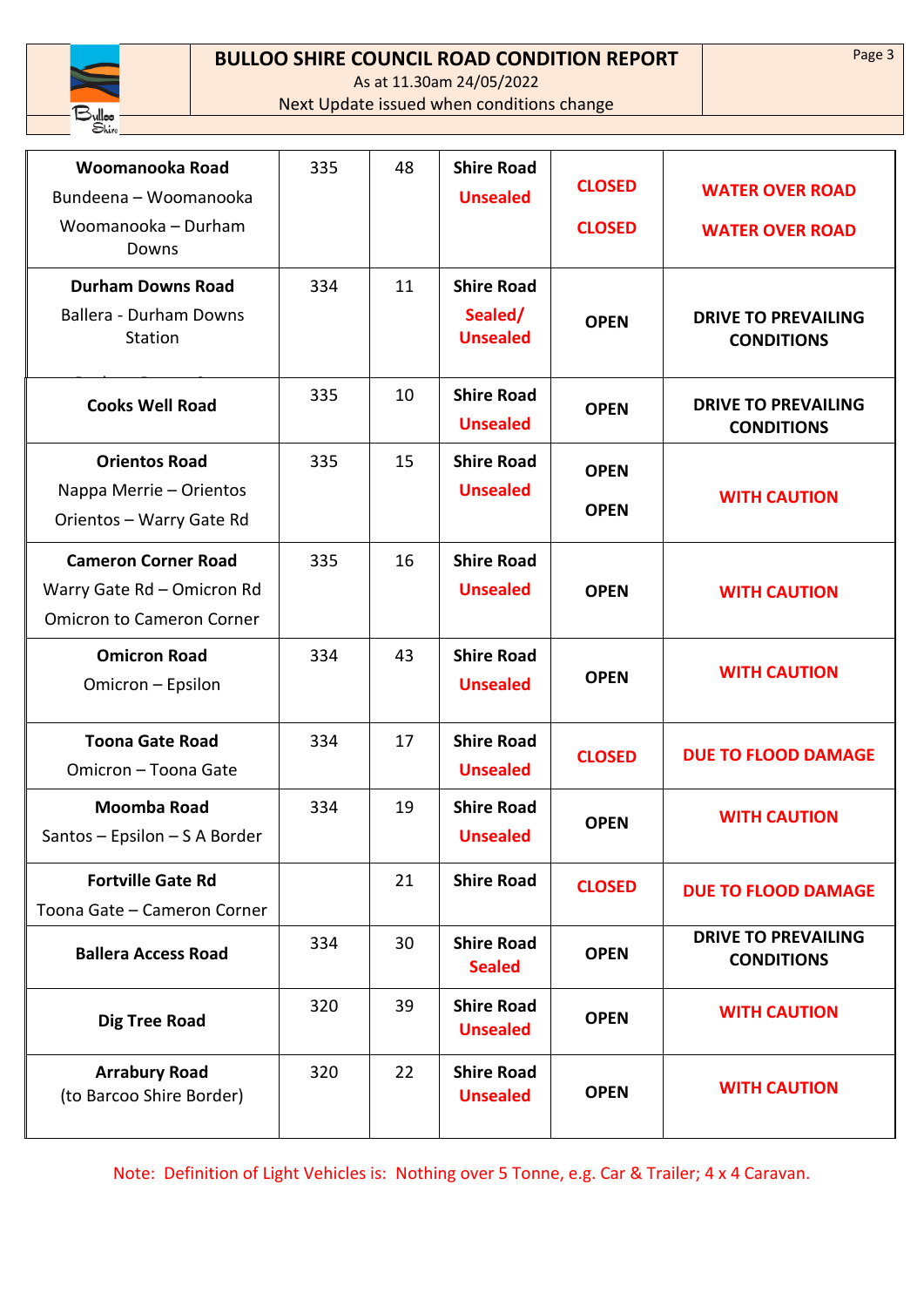# BULLOO SHIRE COUNCIL ROAD CONDITION REPORT

As at 11.30am 24/05/2022

Next Update issued when conditions change

| | | | | | |
|---|---|---|---|---|---|
| **Woomanooka Road**<br>Bundeena – Woomanooka<br>Woomanooka – Durham Downs | 335 | 48 | **Shire Road**<br>**Unsealed** | **CLOSED**<br>**CLOSED** | **WATER OVER ROAD**<br>**WATER OVER ROAD** |
| **Durham Downs Road**<br>Ballera - Durham Downs Station | 334 | 11 | **Shire Road**<br>**Sealed/ Unsealed** | **OPEN** | **DRIVE TO PREVAILING CONDITIONS** |
| **Cooks Well Road** | 335 | 10 | **Shire Road**<br>**Unsealed** | **OPEN** | **DRIVE TO PREVAILING CONDITIONS** |
| **Orientos Road**<br>Nappa Merrie – Orientos<br>Orientos – Warry Gate Rd | 335 | 15 | **Shire Road**<br>**Unsealed** | **OPEN**<br>**OPEN** | **WITH CAUTION** |
| **Cameron Corner Road**<br>Warry Gate Rd – Omicron Rd<br>Omicron to Cameron Corner | 335 | 16 | **Shire Road**<br>**Unsealed** | **OPEN** | **WITH CAUTION** |
| **Omicron Road**<br>Omicron – Epsilon | 334 | 43 | **Shire Road**<br>**Unsealed** | **OPEN** | **WITH CAUTION** |
| **Toona Gate Road**<br>Omicron – Toona Gate | 334 | 17 | **Shire Road**<br>**Unsealed** | **CLOSED** | **DUE TO FLOOD DAMAGE** |
| **Moomba Road**<br>Santos – Epsilon – S A Border | 334 | 19 | **Shire Road**<br>**Unsealed** | **OPEN** | **WITH CAUTION** |
| **Fortville Gate Rd**<br>Toona Gate – Cameron Corner | | 21 | **Shire Road** | **CLOSED** | **DUE TO FLOOD DAMAGE** |
| **Ballera Access Road** | 334 | 30 | **Shire Road**<br>**Sealed** | **OPEN** | **DRIVE TO PREVAILING CONDITIONS** |
| **Dig Tree Road** | 320 | 39 | **Shire Road**<br>**Unsealed** | **OPEN** | **WITH CAUTION** |
| **Arrabury Road**<br>(to Barcoo Shire Border) | 320 | 22 | **Shire Road**<br>**Unsealed** | **OPEN** | **WITH CAUTION** |

Note: Definition of Light Vehicles is: Nothing over 5 Tonne, e.g. Car & Trailer; 4 x 4 Caravan.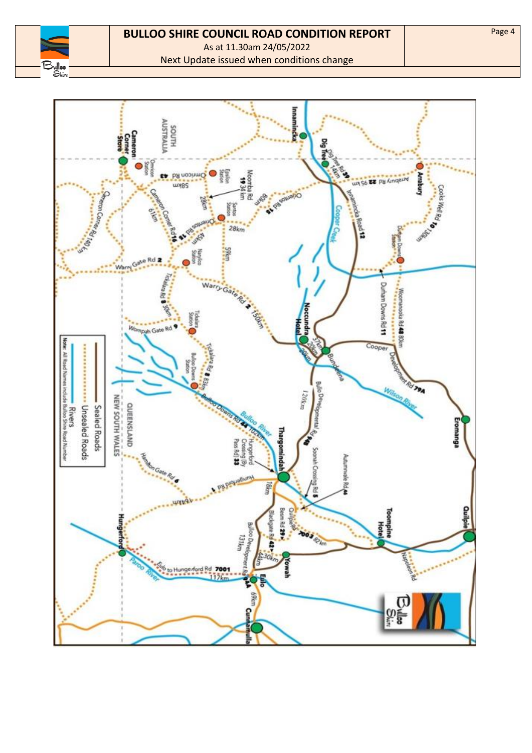SOUTH AUSTRALIA

QUEENSLAND

NEW SOUTH WALES

Innamincka

Dig Tree

Dig Tree Rd 39 14km

Arrabury

Arrabury Rd 22 95 km

Cooks Well Rd 10 130km

Innamincka Road 12

Cooper Creek

Durham Downs Station

Durham Downs Rd 11

Woomanooka Rd 48 80km

Cameron Corner Store

Cameron Station

Omicron Station

Omicron Rd 43 58km

Epsilon Station

Moomba Rd 19 34 km

28km

Santos Station

Orientos Rd 18 80km

28km

Cameron Corner Rd 16 61km

Orientos Rd 18 45km

Cameron Corner Rd 140 km

Nappa Merrie Station

59km

Warry Gate Rd 2

Warry Gate Rd 2 150km

Tickalara Rd 8 30km

Tickalara Station

Wompah Gate Rd 9

Noccundra Hotel

37km

20km

20km

Bundeena

Cooper Developmental Rd 79A

Wilson River

Eromanga

Tickalara Rd 8 83km

Bulloo Downs Station

Bulloo Downs Rd 44 102km

Bulloo River

Bulloo Developmental Rd 94B 120km

Hungerford Crossing (By Pass Rd) 33

Thargomindah

Soonah Crossing Rd 5

Autumnvale Rd 46

Hamilton Gate Rd 6

Hungerford Rd 1 164km

18km

Beam Rd 29

Quilpie Rd 7003 82km

Blackgate Rd 42 30km

Toompine Hotel

Quilpie

Napoleon Rd

Hungerford

Paroo River

Eulo to Hungerford Rd 7001 117km

Bulloo Development Rd 94A 131km

44km

Yowah

Eulo

69km

Cunnamulla

Sealed Roads

Unsealed Roads

Rivers

Note: All Road Names include Bulloo Shire Road Number